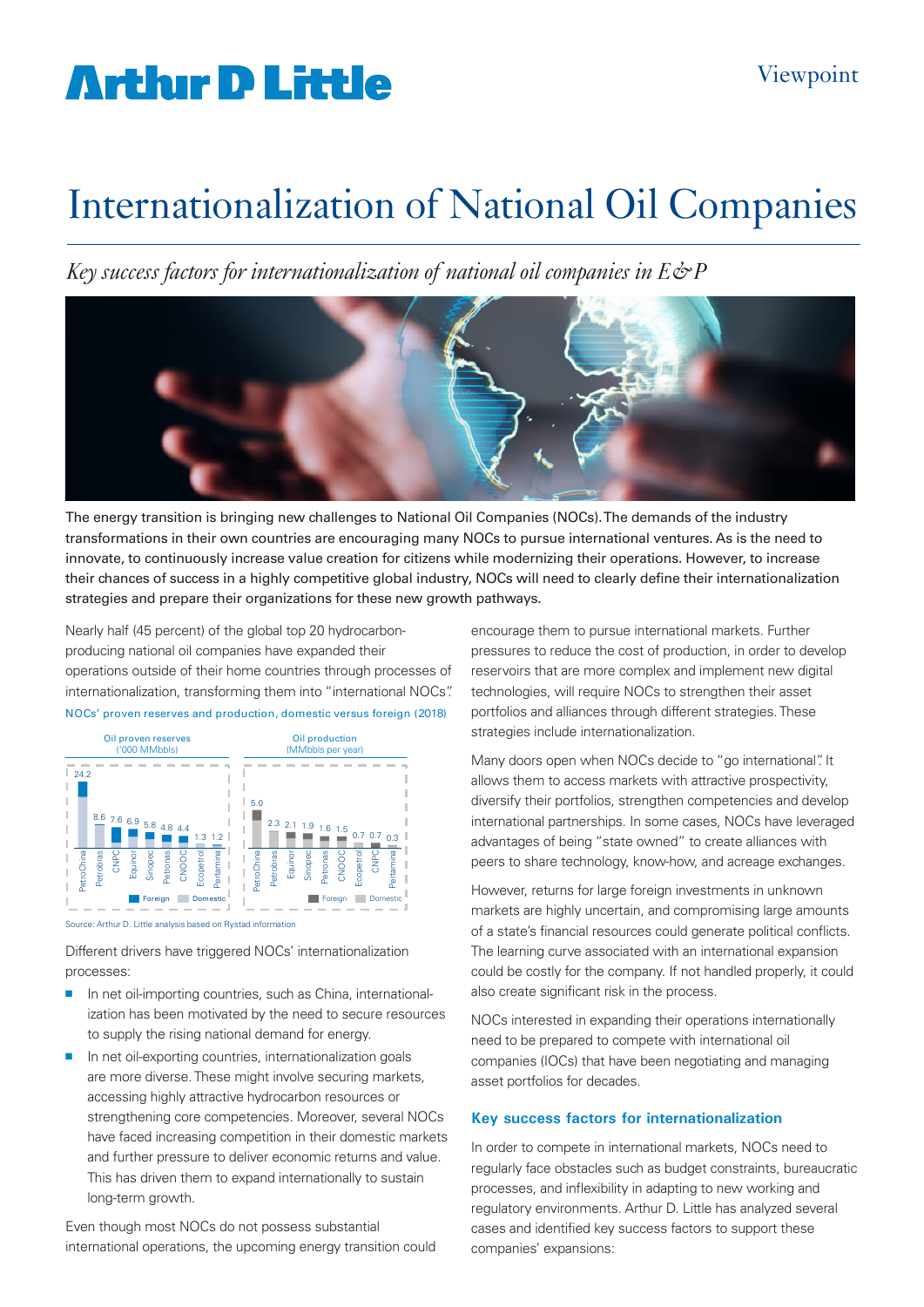# Internationalization of National Oil Companies

*Key success factors for internationalization of national oil companies in E&P*

The energy transition is bringing new challenges to National Oil Companies (NOCs). The demands of the industry transformations in their own countries are encouraging many NOCs to pursue international ventures. As is the need to innovate, to continuously increase value creation for citizens while modernizing their operations. However, to increase their chances of success in a highly competitive global industry, NOCs will need to clearly define their internationalization strategies and prepare their organizations for these new growth pathways.

Nearly half (45 percent) of the global top 20 hydrocarbon-producing national oil companies have expanded their operations outside of their home countries through processes of internationalization, transforming them into "international NOCs".

NOCs' proven reserves and production, domestic versus foreign (2018)

| Oil proven reserves ('000 MMbbls) | |
|---|---|
| PetroChina | 24.2 |
| Petrobras | 8.6 |
| CNPC | 7.6 |
| Equinor | 6.9 |
| Sinopec | 5.8 |
| Petronas | 4.8 |
| CNOOC | 4.4 |
| Ecopetrol | 1.3 |
| Pertamina | 1.2 |

| Oil production (MMbbls per year) | |
|---|---|
| PetroChina | 5.0 |
| Petrobras | 2.3 |
| Equinor | 2.1 |
| Sinopec | 1.9 |
| Petronas | 1.6 |
| CNOOC | 1.5 |
| Ecopetrol | 0.7 |
| CNPC | 0.7 |
| Pertamina | 0.3 |

Foreign / Domestic

Source: Arthur D. Little analysis based on Rystad information

Different drivers have triggered NOCs' internationalization processes:

- In net oil-importing countries, such as China, internationalization has been motivated by the need to secure resources to supply the rising national demand for energy.
- In net oil-exporting countries, internationalization goals are more diverse. These might involve securing markets, accessing highly attractive hydrocarbon resources or strengthening core competencies. Moreover, several NOCs have faced increasing competition in their domestic markets and further pressure to deliver economic returns and value. This has driven them to expand internationally to sustain long-term growth.

Even though most NOCs do not possess substantial international operations, the upcoming energy transition could encourage them to pursue international markets. Further pressures to reduce the cost of production, in order to develop reservoirs that are more complex and implement new digital technologies, will require NOCs to strengthen their asset portfolios and alliances through different strategies. These strategies include internationalization.

Many doors open when NOCs decide to "go international". It allows them to access markets with attractive prospectivity, diversify their portfolios, strengthen competencies and develop international partnerships. In some cases, NOCs have leveraged advantages of being "state owned" to create alliances with peers to share technology, know-how, and acreage exchanges.

However, returns for large foreign investments in unknown markets are highly uncertain, and compromising large amounts of a state's financial resources could generate political conflicts. The learning curve associated with an international expansion could be costly for the company. If not handled properly, it could also create significant risk in the process.

NOCs interested in expanding their operations internationally need to be prepared to compete with international oil companies (IOCs) that have been negotiating and managing asset portfolios for decades.

## Key success factors for internationalization

In order to compete in international markets, NOCs need to regularly face obstacles such as budget constraints, bureaucratic processes, and inflexibility in adapting to new working and regulatory environments. Arthur D. Little has analyzed several cases and identified key success factors to support these companies' expansions: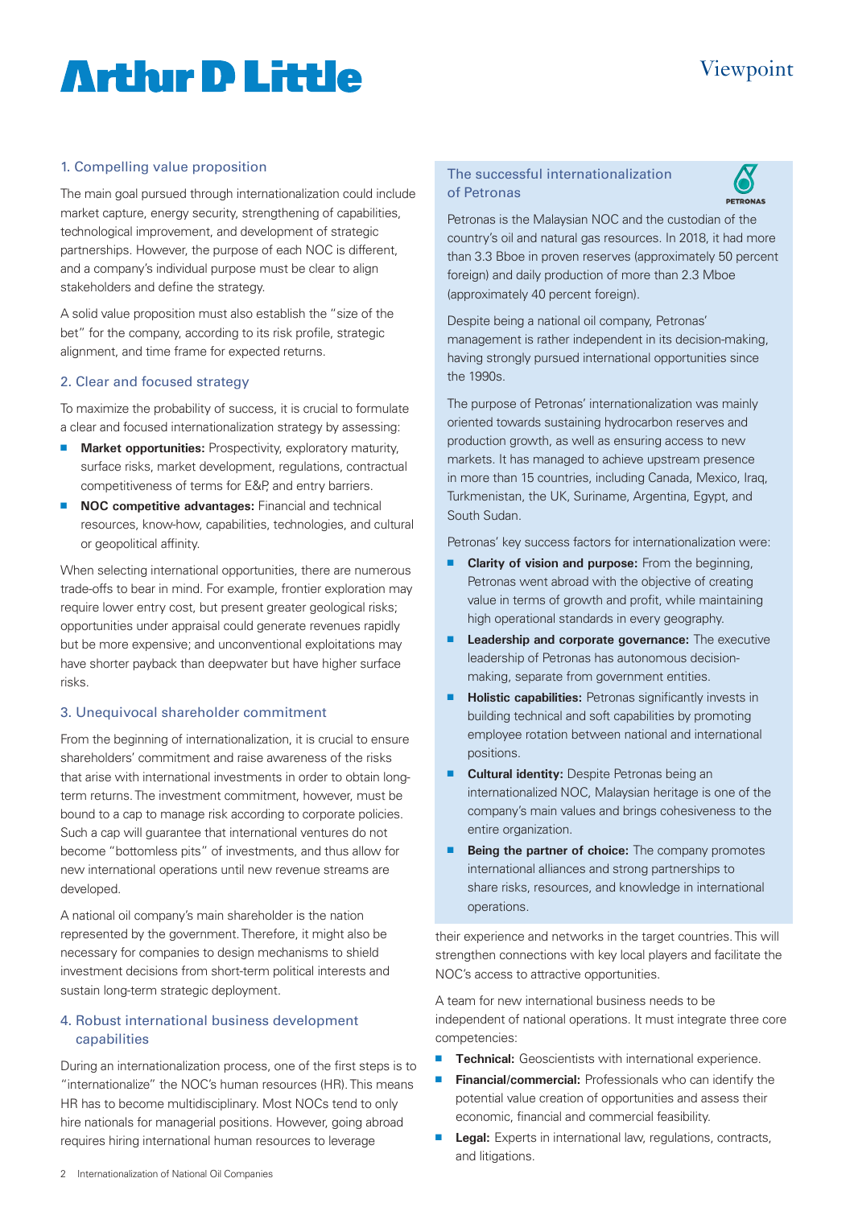## 1. Compelling value proposition

The main goal pursued through internationalization could include market capture, energy security, strengthening of capabilities, technological improvement, and development of strategic partnerships. However, the purpose of each NOC is different, and a company's individual purpose must be clear to align stakeholders and define the strategy.

A solid value proposition must also establish the "size of the bet" for the company, according to its risk profile, strategic alignment, and time frame for expected returns.

## 2. Clear and focused strategy

To maximize the probability of success, it is crucial to formulate a clear and focused internationalization strategy by assessing:

- **Market opportunities:** Prospectivity, exploratory maturity, surface risks, market development, regulations, contractual competitiveness of terms for E&P, and entry barriers.
- **NOC competitive advantages:** Financial and technical resources, know-how, capabilities, technologies, and cultural or geopolitical affinity.

When selecting international opportunities, there are numerous trade-offs to bear in mind. For example, frontier exploration may require lower entry cost, but present greater geological risks; opportunities under appraisal could generate revenues rapidly but be more expensive; and unconventional exploitations may have shorter payback than deepwater but have higher surface risks.

## 3. Unequivocal shareholder commitment

From the beginning of internationalization, it is crucial to ensure shareholders' commitment and raise awareness of the risks that arise with international investments in order to obtain long-term returns. The investment commitment, however, must be bound to a cap to manage risk according to corporate policies. Such a cap will guarantee that international ventures do not become "bottomless pits" of investments, and thus allow for new international operations until new revenue streams are developed.

A national oil company's main shareholder is the nation represented by the government. Therefore, it might also be necessary for companies to design mechanisms to shield investment decisions from short-term political interests and sustain long-term strategic deployment.

## 4. Robust international business development capabilities

During an internationalization process, one of the first steps is to "internationalize" the NOC's human resources (HR). This means HR has to become multidisciplinary. Most NOCs tend to only hire nationals for managerial positions. However, going abroad requires hiring international human resources to leverage their experience and networks in the target countries. This will strengthen connections with key local players and facilitate the NOC's access to attractive opportunities.

A team for new international business needs to be independent of national operations. It must integrate three core competencies:

- **Technical:** Geoscientists with international experience.
- **Financial/commercial:** Professionals who can identify the potential value creation of opportunities and assess their economic, financial and commercial feasibility.
- **Legal:** Experts in international law, regulations, contracts, and litigations.

### The successful internationalization of Petronas

Petronas is the Malaysian NOC and the custodian of the country's oil and natural gas resources. In 2018, it had more than 3.3 Bboe in proven reserves (approximately 50 percent foreign) and daily production of more than 2.3 Mboe (approximately 40 percent foreign).

Despite being a national oil company, Petronas' management is rather independent in its decision-making, having strongly pursued international opportunities since the 1990s.

The purpose of Petronas' internationalization was mainly oriented towards sustaining hydrocarbon reserves and production growth, as well as ensuring access to new markets. It has managed to achieve upstream presence in more than 15 countries, including Canada, Mexico, Iraq, Turkmenistan, the UK, Suriname, Argentina, Egypt, and South Sudan.

Petronas' key success factors for internationalization were:

- **Clarity of vision and purpose:** From the beginning, Petronas went abroad with the objective of creating value in terms of growth and profit, while maintaining high operational standards in every geography.
- **Leadership and corporate governance:** The executive leadership of Petronas has autonomous decision-making, separate from government entities.
- **Holistic capabilities:** Petronas significantly invests in building technical and soft capabilities by promoting employee rotation between national and international positions.
- **Cultural identity:** Despite Petronas being an internationalized NOC, Malaysian heritage is one of the company's main values and brings cohesiveness to the entire organization.
- **Being the partner of choice:** The company promotes international alliances and strong partnerships to share risks, resources, and knowledge in international operations.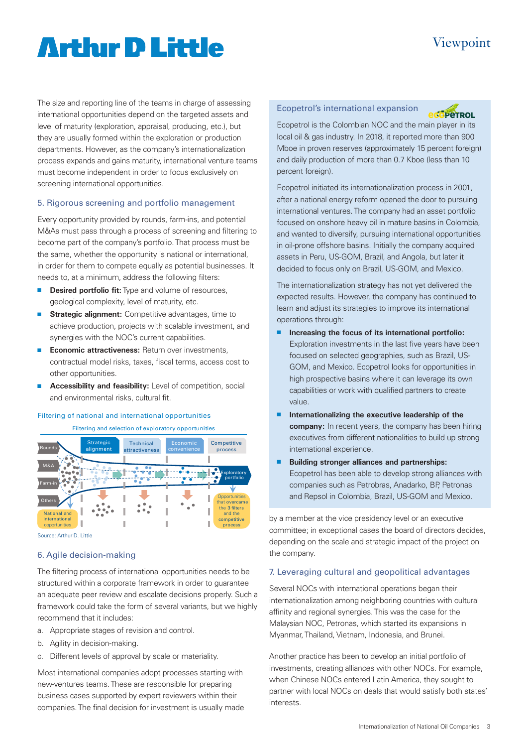The size and reporting line of the teams in charge of assessing international opportunities depend on the targeted assets and level of maturity (exploration, appraisal, producing, etc.), but they are usually formed within the exploration or production departments. However, as the company's internationalization process expands and gains maturity, international venture teams must become independent in order to focus exclusively on screening international opportunities.

## 5. Rigorous screening and portfolio management

Every opportunity provided by rounds, farm-ins, and potential M&As must pass through a process of screening and filtering to become part of the company's portfolio. That process must be the same, whether the opportunity is national or international, in order for them to compete equally as potential businesses. It needs to, at a minimum, address the following filters:

- **Desired portfolio fit:** Type and volume of resources, geological complexity, level of maturity, etc.
- **Strategic alignment:** Competitive advantages, time to achieve production, projects with scalable investment, and synergies with the NOC's current capabilities.
- **Economic attractiveness:** Return over investments, contractual model risks, taxes, fiscal terms, access cost to other opportunities.
- **Accessibility and feasibility:** Level of competition, social and environmental risks, cultural fit.

Filtering of national and international opportunities

Filtering and selection of exploratory opportunities

Rounds | M&A | Farm-in | Others | National and international opportunities | Strategic alignment | Technical attractiveness | Economic convenience | Competitive process | Exploratory portfolio | Opportunities that overcame the 3 filters and the competitive process

Source: Arthur D. Little

## 6. Agile decision-making

The filtering process of international opportunities needs to be structured within a corporate framework in order to guarantee an adequate peer review and escalate decisions properly. Such a framework could take the form of several variants, but we highly recommend that it includes:

a. Appropriate stages of revision and control.

b. Agility in decision-making.

c. Different levels of approval by scale or materiality.

Most international companies adopt processes starting with new-ventures teams. These are responsible for preparing business cases supported by expert reviewers within their companies. The final decision for investment is usually made by a member at the vice presidency level or an executive committee; in exceptional cases the board of directors decides, depending on the scale and strategic impact of the project on the company.

### Ecopetrol's international expansion

Ecopetrol is the Colombian NOC and the main player in its local oil & gas industry. In 2018, it reported more than 900 Mboe in proven reserves (approximately 15 percent foreign) and daily production of more than 0.7 Kboe (less than 10 percent foreign).

Ecopetrol initiated its internationalization process in 2001, after a national energy reform opened the door to pursuing international ventures. The company had an asset portfolio focused on onshore heavy oil in mature basins in Colombia, and wanted to diversify, pursuing international opportunities in oil-prone offshore basins. Initially the company acquired assets in Peru, US-GOM, Brazil, and Angola, but later it decided to focus only on Brazil, US-GOM, and Mexico.

The internationalization strategy has not yet delivered the expected results. However, the company has continued to learn and adjust its strategies to improve its international operations through:

- **Increasing the focus of its international portfolio:** Exploration investments in the last five years have been focused on selected geographies, such as Brazil, US-GOM, and Mexico. Ecopetrol looks for opportunities in high prospective basins where it can leverage its own capabilities or work with qualified partners to create value.
- **Internationalizing the executive leadership of the company:** In recent years, the company has been hiring executives from different nationalities to build up strong international experience.
- **Building stronger alliances and partnerships:** Ecopetrol has been able to develop strong alliances with companies such as Petrobras, Anadarko, BP, Petronas and Repsol in Colombia, Brazil, US-GOM and Mexico.

## 7. Leveraging cultural and geopolitical advantages

Several NOCs with international operations began their internationalization among neighboring countries with cultural affinity and regional synergies. This was the case for the Malaysian NOC, Petronas, which started its expansions in Myanmar, Thailand, Vietnam, Indonesia, and Brunei.

Another practice has been to develop an initial portfolio of investments, creating alliances with other NOCs. For example, when Chinese NOCs entered Latin America, they sought to partner with local NOCs on deals that would satisfy both states' interests.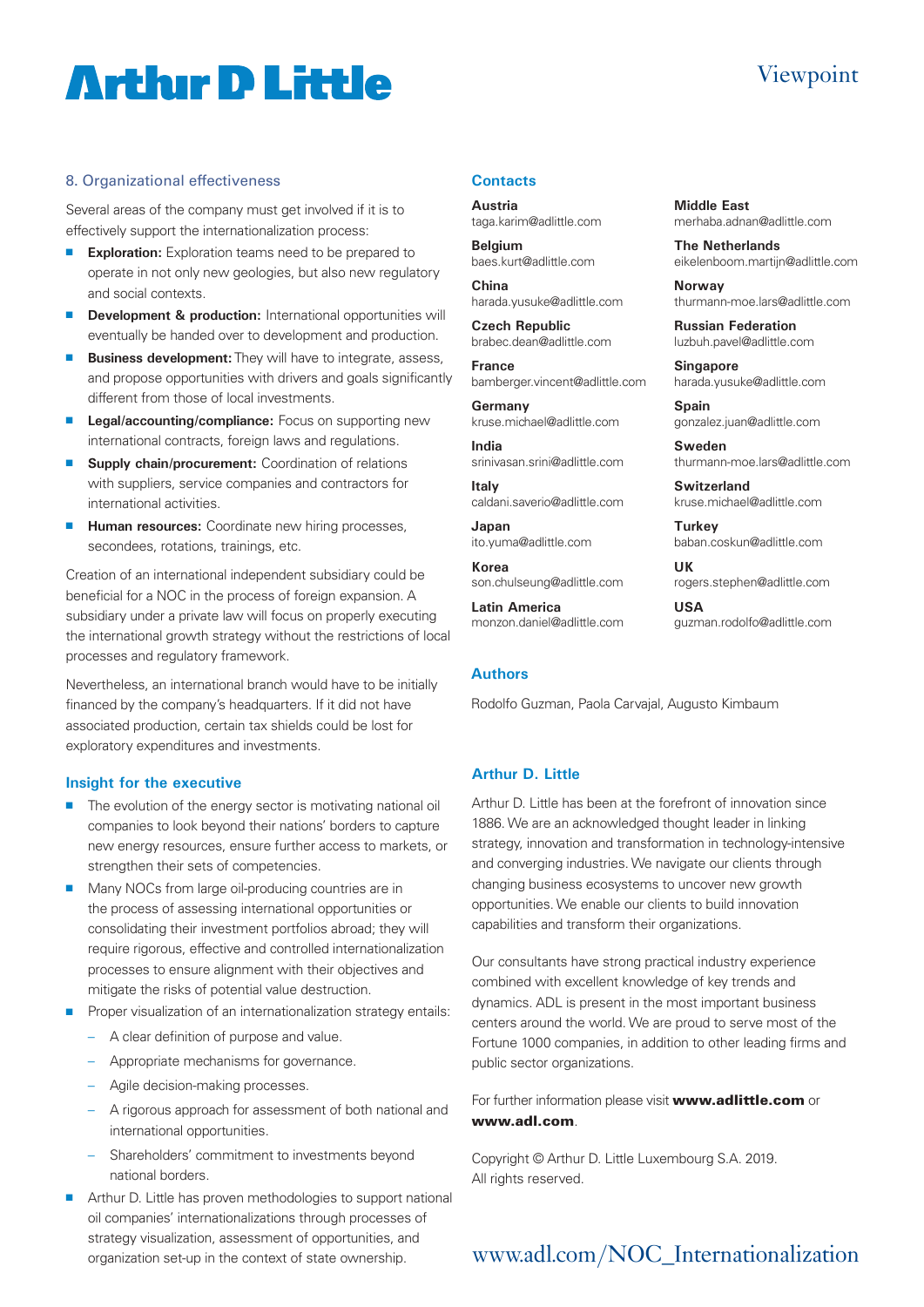### 8. Organizational effectiveness

Several areas of the company must get involved if it is to effectively support the internationalization process:

- **Exploration:** Exploration teams need to be prepared to operate in not only new geologies, but also new regulatory and social contexts.
- **Development & production:** International opportunities will eventually be handed over to development and production.
- **Business development:** They will have to integrate, assess, and propose opportunities with drivers and goals significantly different from those of local investments.
- **Legal/accounting/compliance:** Focus on supporting new international contracts, foreign laws and regulations.
- **Supply chain/procurement:** Coordination of relations with suppliers, service companies and contractors for international activities.
- **Human resources:** Coordinate new hiring processes, secondees, rotations, trainings, etc.

Creation of an international independent subsidiary could be beneficial for a NOC in the process of foreign expansion. A subsidiary under a private law will focus on properly executing the international growth strategy without the restrictions of local processes and regulatory framework.

Nevertheless, an international branch would have to be initially financed by the company's headquarters. If it did not have associated production, certain tax shields could be lost for exploratory expenditures and investments.

## Insight for the executive

- The evolution of the energy sector is motivating national oil companies to look beyond their nations' borders to capture new energy resources, ensure further access to markets, or strengthen their sets of competencies.
- Many NOCs from large oil-producing countries are in the process of assessing international opportunities or consolidating their investment portfolios abroad; they will require rigorous, effective and controlled internationalization processes to ensure alignment with their objectives and mitigate the risks of potential value destruction.
- Proper visualization of an internationalization strategy entails:
  - A clear definition of purpose and value.
  - Appropriate mechanisms for governance.
  - Agile decision-making processes.
  - A rigorous approach for assessment of both national and international opportunities.
  - Shareholders' commitment to investments beyond national borders.
- Arthur D. Little has proven methodologies to support national oil companies' internationalizations through processes of strategy visualization, assessment of opportunities, and organization set-up in the context of state ownership.

## Contacts

**Austria**
taga.karim@adlittle.com

**Belgium**
baes.kurt@adlittle.com

**China**
harada.yusuke@adlittle.com

**Czech Republic**
brabec.dean@adlittle.com

**France**
bamberger.vincent@adlittle.com

**Germany**
kruse.michael@adlittle.com

**India**
srinivasan.srini@adlittle.com

**Italy**
caldani.saverio@adlittle.com

**Japan**
ito.yuma@adlittle.com

**Korea**
son.chulseung@adlittle.com

**Latin America**
monzon.daniel@adlittle.com

**Middle East**
merhaba.adnan@adlittle.com

**The Netherlands**
eikelenboom.martijn@adlittle.com

**Norway**
thurmann-moe.lars@adlittle.com

**Russian Federation**
luzbuh.pavel@adlittle.com

**Singapore**
harada.yusuke@adlittle.com

**Spain**
gonzalez.juan@adlittle.com

**Sweden**
thurmann-moe.lars@adlittle.com

**Switzerland**
kruse.michael@adlittle.com

**Turkey**
baban.coskun@adlittle.com

**UK**
rogers.stephen@adlittle.com

**USA**
guzman.rodolfo@adlittle.com

## Authors

Rodolfo Guzman, Paola Carvajal, Augusto Kimbaum

## Arthur D. Little

Arthur D. Little has been at the forefront of innovation since 1886. We are an acknowledged thought leader in linking strategy, innovation and transformation in technology-intensive and converging industries. We navigate our clients through changing business ecosystems to uncover new growth opportunities. We enable our clients to build innovation capabilities and transform their organizations.

Our consultants have strong practical industry experience combined with excellent knowledge of key trends and dynamics. ADL is present in the most important business centers around the world. We are proud to serve most of the Fortune 1000 companies, in addition to other leading firms and public sector organizations.

For further information please visit **www.adlittle.com** or **www.adl.com**.

Copyright © Arthur D. Little Luxembourg S.A. 2019.
All rights reserved.

www.adl.com/NOC_Internationalization